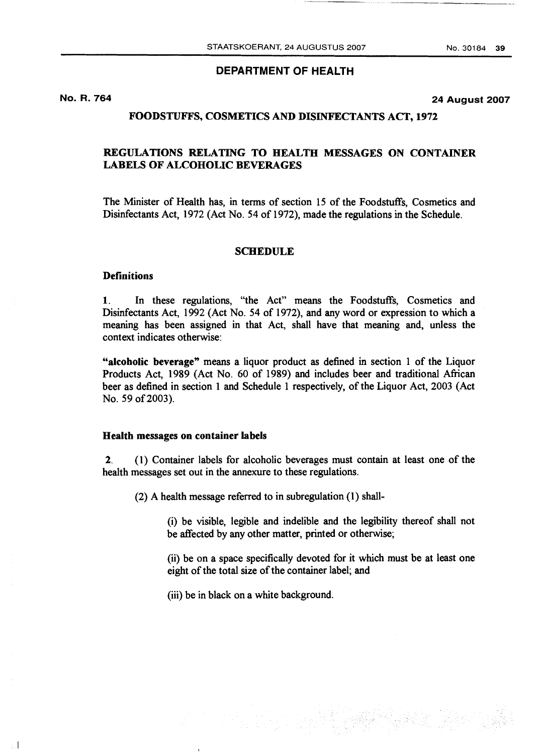## DEPARTMENT OF HEALTH

**No. R. 764** **24 August 2007**

### FOODSTUFFS, COSMETICS AND DISINFECTANTS ACT, 1972

### REGULATIONS RELATING TO HEALTH MESSAGES ON CONTAINER LABELS OF ALCOHOLIC BEVERAGES

The Minister of Health has, in terms of section 15 of the Foodstuffs, Cosmetics and Disinfectants Act, 1972 (Act No. 54 of 1972), made the regulations in the Schedule.

### SCHEDULE

**Definitions**

1. In these regulations, "the Act" means the Foodstuffs, Cosmetics and Disinfectants Act, 1992 (Act No. 54 of 1972), and any word or expression to which a meaning has been assigned in that Act, shall have that meaning and, unless the context indicates otherwise:

**"alcoholic beverage"** means a liquor product as defined in section 1 of the Liquor Products Act, 1989 (Act No. 60 of 1989) and includes beer and traditional African beer as defined in section 1 and Schedule 1 respectively, of the Liquor Act, 2003 (Act No. 59 of 2003).

**Health messages on container labels**

2. (1) Container labels for alcoholic beverages must contain at least one of the health messages set out in the annexure to these regulations.

(2) A health message referred to in subregulation (1) shall-

(i) be visible, legible and indelible and the legibility thereof shall not be affected by any other matter, printed or otherwise;

(ii) be on a space specifically devoted for it which must be at least one eight of the total size of the container label; and

(iii) be in black on a white background.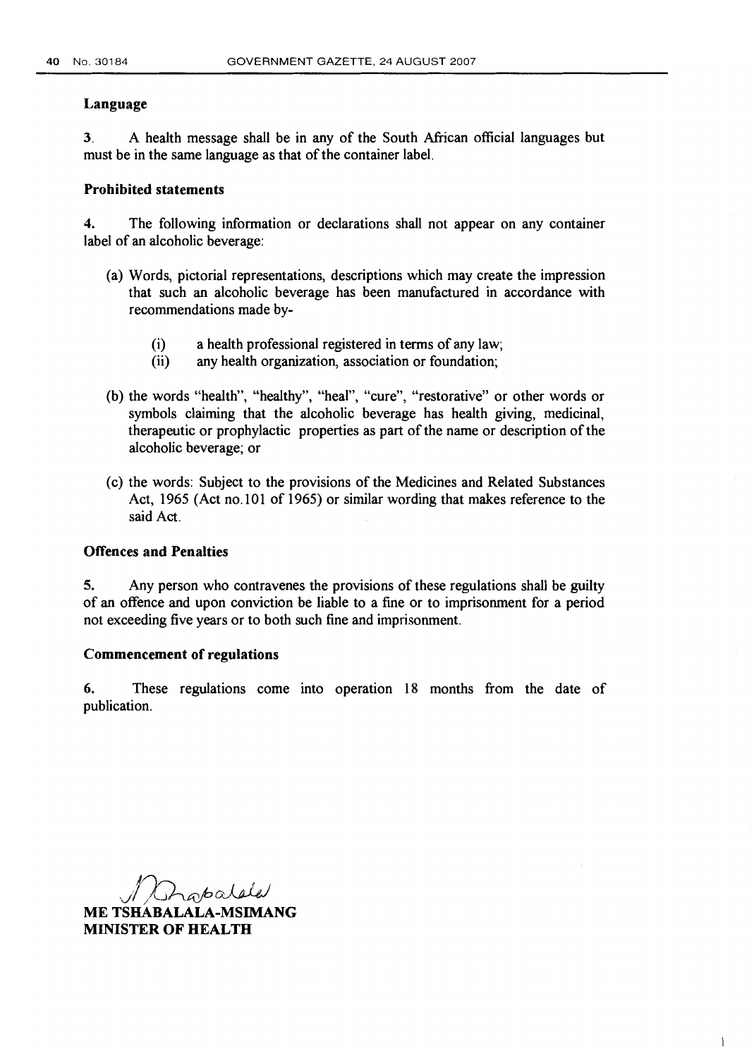### Language

3. A health message shall be in any of the South African official languages but must be in the same language as that of the container label.

### Prohibited statements

4. The following information or declarations shall not appear on any container label of an alcoholic beverage:

(a) Words, pictorial representations, descriptions which may create the impression that such an alcoholic beverage has been manufactured in accordance with recommendations made by-

   (i) a health professional registered in terms of any law;
   (ii) any health organization, association or foundation;

(b) the words "health", "healthy", "heal", "cure", "restorative" or other words or symbols claiming that the alcoholic beverage has health giving, medicinal, therapeutic or prophylactic properties as part of the name or description of the alcoholic beverage; or

(c) the words: Subject to the provisions of the Medicines and Related Substances Act, 1965 (Act no.101 of 1965) or similar wording that makes reference to the said Act.

### Offences and Penalties

5. Any person who contravenes the provisions of these regulations shall be guilty of an offence and upon conviction be liable to a fine or to imprisonment for a period not exceeding five years or to both such fine and imprisonment.

### Commencement of regulations

6. These regulations come into operation 18 months from the date of publication.

**ME TSHABALALA-MSIMANG**
**MINISTER OF HEALTH**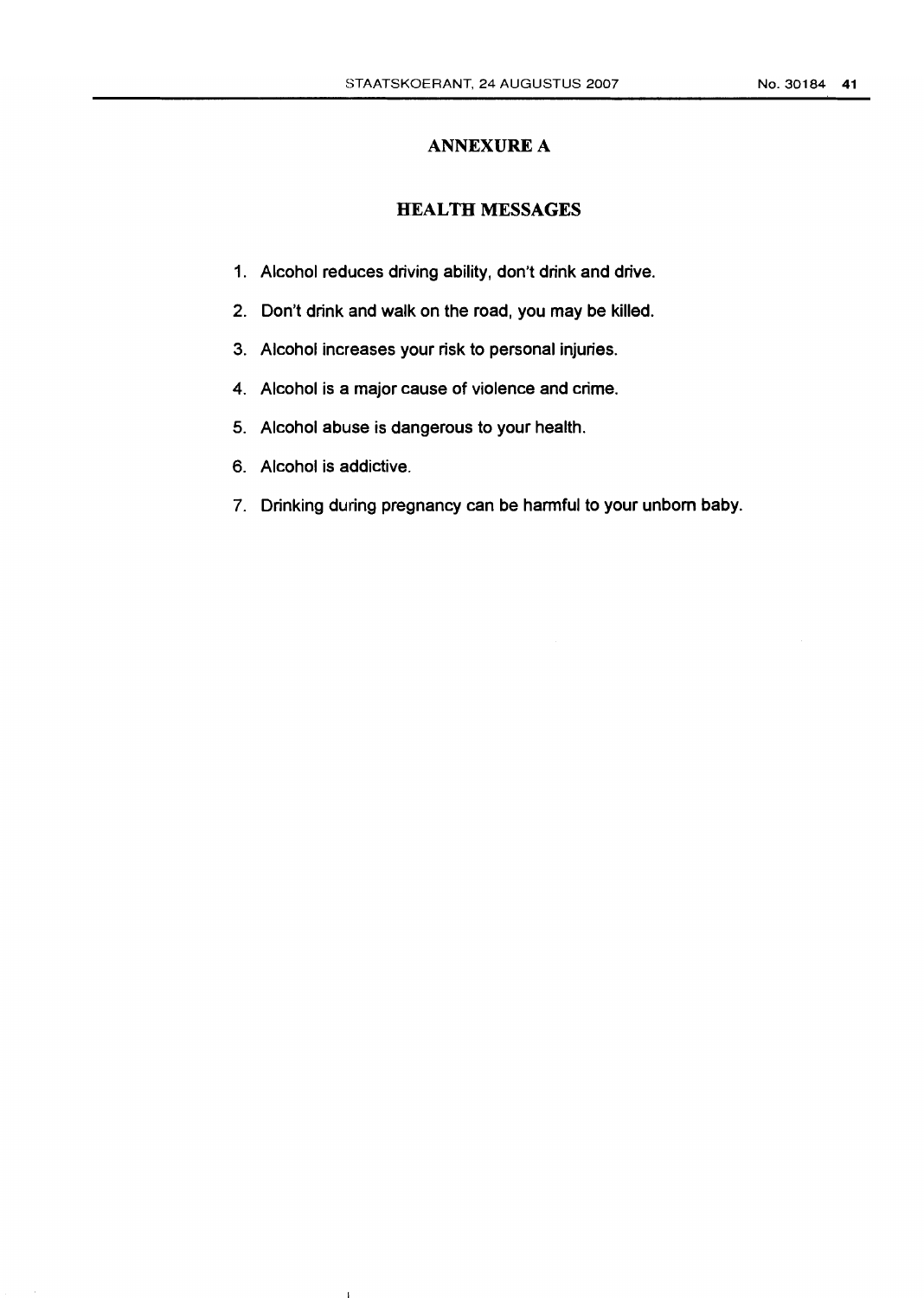# ANNEXURE A

## HEALTH MESSAGES

1. Alcohol reduces driving ability, don't drink and drive.
2. Don't drink and walk on the road, you may be killed.
3. Alcohol increases your risk to personal injuries.
4. Alcohol is a major cause of violence and crime.
5. Alcohol abuse is dangerous to your health.
6. Alcohol is addictive.
7. Drinking during pregnancy can be harmful to your unborn baby.